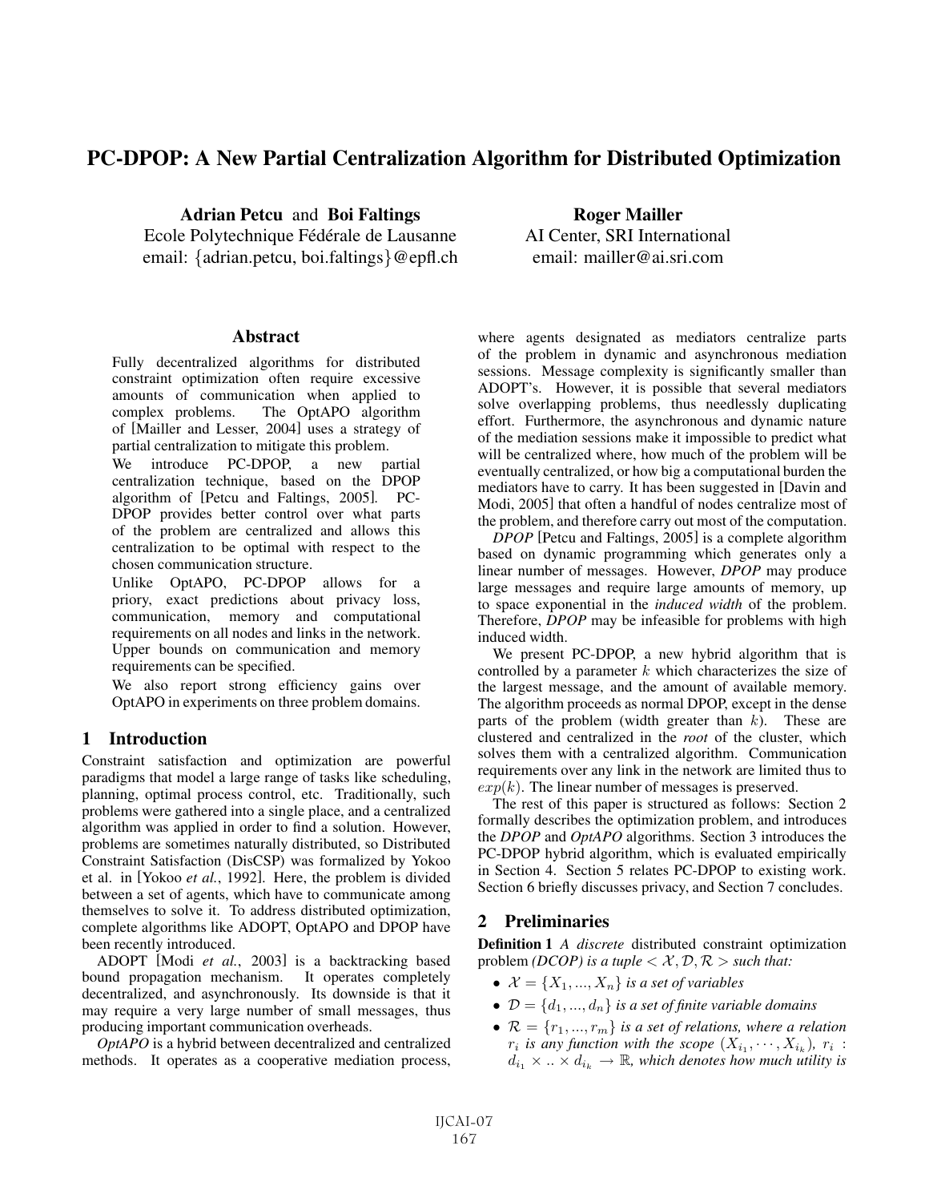# PC-DPOP: A New Partial Centralization Algorithm for Distributed Optimization

**Adrian Petcu** and **Boi Faltings**
Ecole Polytechnique Fédérale de Lausanne
email: {adrian.petcu, boi.faltings}@epfl.ch

**Roger Mailler**
AI Center, SRI International
email: mailler@ai.sri.com

## Abstract

Fully decentralized algorithms for distributed constraint optimization often require excessive amounts of communication when applied to complex problems. The OptAPO algorithm of [Mailler and Lesser, 2004] uses a strategy of partial centralization to mitigate this problem.

We introduce PC-DPOP, a new partial centralization technique, based on the DPOP algorithm of [Petcu and Faltings, 2005]. PC-DPOP provides better control over what parts of the problem are centralized and allows this centralization to be optimal with respect to the chosen communication structure.

Unlike OptAPO, PC-DPOP allows for a priory, exact predictions about privacy loss, communication, memory and computational requirements on all nodes and links in the network. Upper bounds on communication and memory requirements can be specified.

We also report strong efficiency gains over OptAPO in experiments on three problem domains.

## 1 Introduction

Constraint satisfaction and optimization are powerful paradigms that model a large range of tasks like scheduling, planning, optimal process control, etc. Traditionally, such problems were gathered into a single place, and a centralized algorithm was applied in order to find a solution. However, problems are sometimes naturally distributed, so Distributed Constraint Satisfaction (DisCSP) was formalized by Yokoo et al. in [Yokoo *et al.*, 1992]. Here, the problem is divided between a set of agents, which have to communicate among themselves to solve it. To address distributed optimization, complete algorithms like ADOPT, OptAPO and DPOP have been recently introduced.

ADOPT [Modi *et al.*, 2003] is a backtracking based bound propagation mechanism. It operates completely decentralized, and asynchronously. Its downside is that it may require a very large number of small messages, thus producing important communication overheads.

*OptAPO* is a hybrid between decentralized and centralized methods. It operates as a cooperative mediation process, where agents designated as mediators centralize parts of the problem in dynamic and asynchronous mediation sessions. Message complexity is significantly smaller than ADOPT's. However, it is possible that several mediators solve overlapping problems, thus needlessly duplicating effort. Furthermore, the asynchronous and dynamic nature of the mediation sessions make it impossible to predict what will be centralized where, how much of the problem will be eventually centralized, or how big a computational burden the mediators have to carry. It has been suggested in [Davin and Modi, 2005] that often a handful of nodes centralize most of the problem, and therefore carry out most of the computation.

*DPOP* [Petcu and Faltings, 2005] is a complete algorithm based on dynamic programming which generates only a linear number of messages. However, *DPOP* may produce large messages and require large amounts of memory, up to space exponential in the *induced width* of the problem. Therefore, *DPOP* may be infeasible for problems with high induced width.

We present PC-DPOP, a new hybrid algorithm that is controlled by a parameter $k$ which characterizes the size of the largest message, and the amount of available memory. The algorithm proceeds as normal DPOP, except in the dense parts of the problem (width greater than $k$). These are clustered and centralized in the *root* of the cluster, which solves them with a centralized algorithm. Communication requirements over any link in the network are limited thus to $exp(k)$. The linear number of messages is preserved.

The rest of this paper is structured as follows: Section 2 formally describes the optimization problem, and introduces the *DPOP* and *OptAPO* algorithms. Section 3 introduces the PC-DPOP hybrid algorithm, which is evaluated empirically in Section 4. Section 5 relates PC-DPOP to existing work. Section 6 briefly discusses privacy, and Section 7 concludes.

## 2 Preliminaries

**Definition 1** *A discrete distributed constraint optimization problem (DCOP) is a tuple* $< \mathcal{X}, \mathcal{D}, \mathcal{R} >$ *such that:*

- $\mathcal{X} = \{X_1, ..., X_n\}$ *is a set of variables*
- $\mathcal{D} = \{d_1, ..., d_n\}$ *is a set of finite variable domains*
- $\mathcal{R} = \{r_1, ..., r_m\}$ *is a set of relations, where a relation* $r_i$ *is any function with the scope* $(X_{i_1}, \cdots, X_{i_k})$, $r_i : d_{i_1} \times .. \times d_{i_k} \rightarrow \mathbb{R}$, *which denotes how much utility is*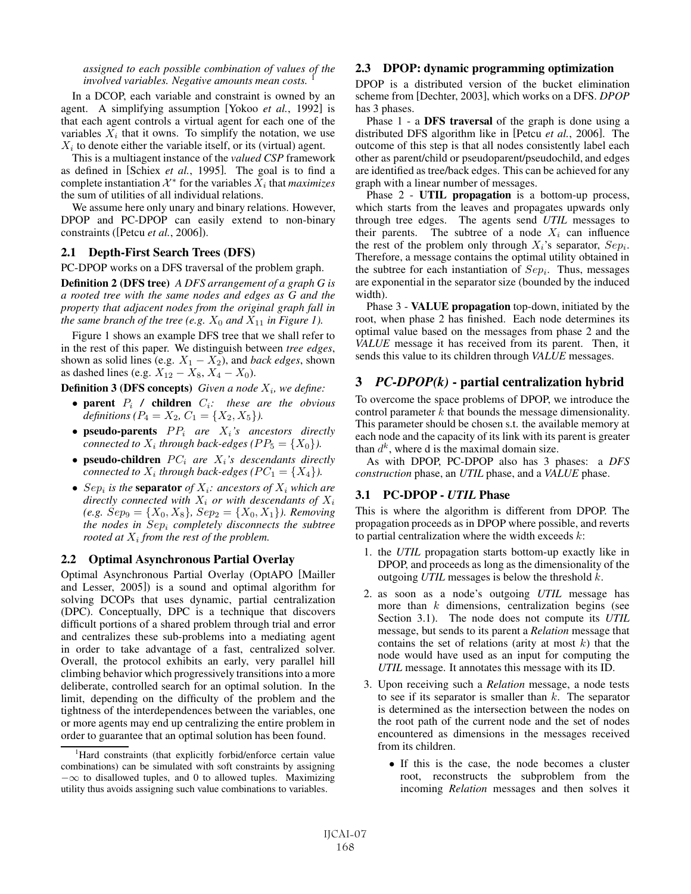*assigned to each possible combination of values of the involved variables. Negative amounts mean costs.* [1]

In a DCOP, each variable and constraint is owned by an agent. A simplifying assumption [Yokoo *et al.*, 1992] is that each agent controls a virtual agent for each one of the variables $X_i$ that it owns. To simplify the notation, we use $X_i$ to denote either the variable itself, or its (virtual) agent.

This is a multiagent instance of the *valued CSP* framework as defined in [Schiex *et al.*, 1995]. The goal is to find a complete instantiation $\mathcal{X}^*$ for the variables $X_i$ that *maximizes* the sum of utilities of all individual relations.

We assume here only unary and binary relations. However, DPOP and PC-DPOP can easily extend to non-binary constraints ([Petcu *et al.*, 2006]).

## 2.1 Depth-First Search Trees (DFS)

PC-DPOP works on a DFS traversal of the problem graph.

**Definition 2 (DFS tree)** *A DFS arrangement of a graph G is a rooted tree with the same nodes and edges as G and the property that adjacent nodes from the original graph fall in the same branch of the tree (e.g. $X_0$ and $X_{11}$ in Figure 1).*

Figure 1 shows an example DFS tree that we shall refer to in the rest of this paper. We distinguish between *tree edges*, shown as solid lines (e.g. $X_1 - X_2$), and *back edges*, shown as dashed lines (e.g. $X_{12} - X_8$, $X_4 - X_0$).

**Definition 3 (DFS concepts)** *Given a node $X_i$, we define:*

- **parent** $P_i$ / **children** $C_i$: *these are the obvious definitions ($P_4 = X_2$, $C_1 = \{X_2, X_5\}$).*
- **pseudo-parents** $PP_i$ *are $X_i$'s ancestors directly connected to $X_i$ through back-edges ($PP_5 = \{X_0\}$).*
- **pseudo-children** $PC_i$ *are $X_i$'s descendants directly connected to $X_i$ through back-edges ($PC_1 = \{X_4\}$).*
- $Sep_i$ *is the* **separator** *of $X_i$: ancestors of $X_i$ which are directly connected with $X_i$ or with descendants of $X_i$ (e.g. $Sep_9 = \{X_0, X_8\}$, $Sep_2 = \{X_0, X_1\}$). Removing the nodes in $Sep_i$ completely disconnects the subtree rooted at $X_i$ from the rest of the problem.*

## 2.2 Optimal Asynchronous Partial Overlay

Optimal Asynchronous Partial Overlay (OptAPO [Mailler and Lesser, 2005]) is a sound and optimal algorithm for solving DCOPs that uses dynamic, partial centralization (DPC). Conceptually, DPC is a technique that discovers difficult portions of a shared problem through trial and error and centralizes these sub-problems into a mediating agent in order to take advantage of a fast, centralized solver. Overall, the protocol exhibits an early, very parallel hill climbing behavior which progressively transitions into a more deliberate, controlled search for an optimal solution. In the limit, depending on the difficulty of the problem and the tightness of the interdependences between the variables, one or more agents may end up centralizing the entire problem in order to guarantee that an optimal solution has been found.

[1] Hard constraints (that explicitly forbid/enforce certain value combinations) can be simulated with soft constraints by assigning $-\infty$ to disallowed tuples, and 0 to allowed tuples. Maximizing utility thus avoids assigning such value combinations to variables.

## 2.3 DPOP: dynamic programming optimization

DPOP is a distributed version of the bucket elimination scheme from [Dechter, 2003], which works on a DFS. *DPOP* has 3 phases.

Phase 1 - a **DFS traversal** of the graph is done using a distributed DFS algorithm like in [Petcu *et al.*, 2006]. The outcome of this step is that all nodes consistently label each other as parent/child or pseudoparent/pseudochild, and edges are identified as tree/back edges. This can be achieved for any graph with a linear number of messages.

Phase 2 - **UTIL propagation** is a bottom-up process, which starts from the leaves and propagates upwards only through tree edges. The agents send *UTIL* messages to their parents. The subtree of a node $X_i$ can influence the rest of the problem only through $X_i$'s separator, $Sep_i$. Therefore, a message contains the optimal utility obtained in the subtree for each instantiation of $Sep_i$. Thus, messages are exponential in the separator size (bounded by the induced width).

Phase 3 - **VALUE propagation** top-down, initiated by the root, when phase 2 has finished. Each node determines its optimal value based on the messages from phase 2 and the *VALUE* message it has received from its parent. Then, it sends this value to its children through *VALUE* messages.

# 3 *PC-DPOP(k)* - partial centralization hybrid

To overcome the space problems of DPOP, we introduce the control parameter $k$ that bounds the message dimensionality. This parameter should be chosen s.t. the available memory at each node and the capacity of its link with its parent is greater than $d^k$, where d is the maximal domain size.

As with DPOP, PC-DPOP also has 3 phases: a *DFS construction* phase, an *UTIL* phase, and a *VALUE* phase.

## 3.1 PC-DPOP - *UTIL* Phase

This is where the algorithm is different from DPOP. The propagation proceeds as in DPOP where possible, and reverts to partial centralization where the width exceeds $k$:

1. the *UTIL* propagation starts bottom-up exactly like in DPOP, and proceeds as long as the dimensionality of the outgoing *UTIL* messages is below the threshold $k$.
2. as soon as a node's outgoing *UTIL* message has more than $k$ dimensions, centralization begins (see Section 3.1). The node does not compute its *UTIL* message, but sends to its parent a *Relation* message that contains the set of relations (arity at most $k$) that the node would have used as an input for computing the *UTIL* message. It annotates this message with its ID.
3. Upon receiving such a *Relation* message, a node tests to see if its separator is smaller than $k$. The separator is determined as the intersection between the nodes on the root path of the current node and the set of nodes encountered as dimensions in the messages received from its children.
   - If this is the case, the node becomes a cluster root, reconstructs the subproblem from the incoming *Relation* messages and then solves it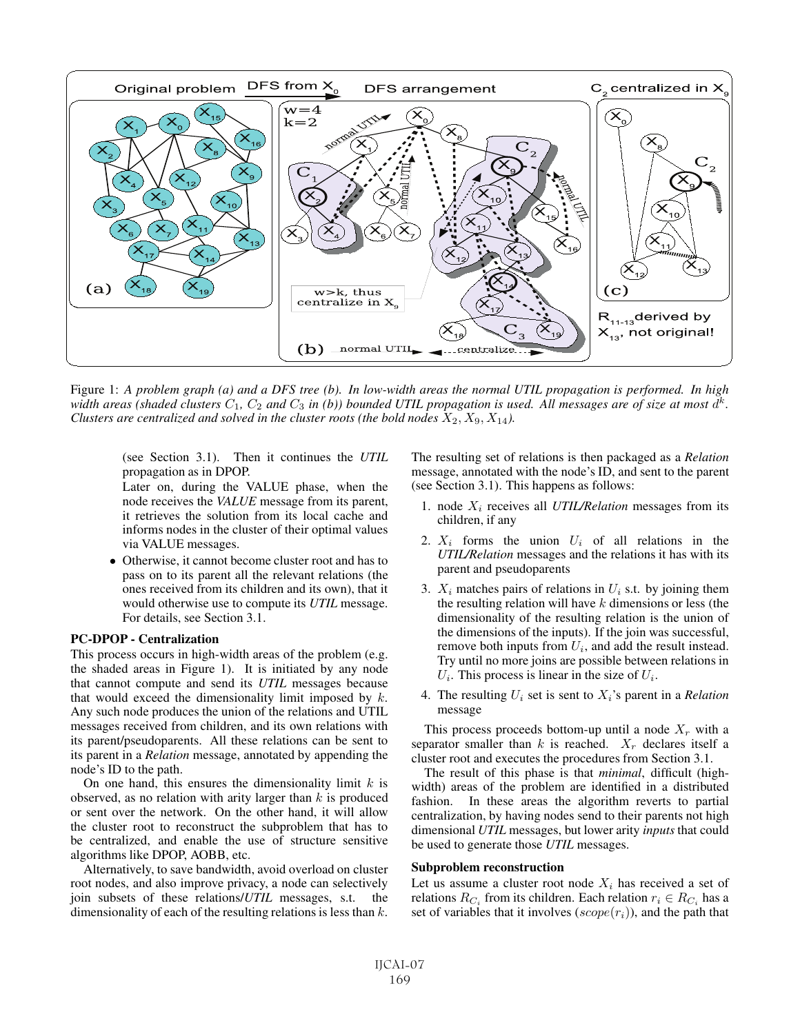Figure 1: *A problem graph (a) and a DFS tree (b). In low-width areas the normal UTIL propagation is performed. In high width areas (shaded clusters $C_1$, $C_2$ and $C_3$ in (b)) bounded UTIL propagation is used. All messages are of size at most $d^k$. Clusters are centralized and solved in the cluster roots (the bold nodes $X_2, X_9, X_{14}$).*

(see Section 3.1). Then it continues the *UTIL* propagation as in DPOP.

Later on, during the VALUE phase, when the node receives the *VALUE* message from its parent, it retrieves the solution from its local cache and informs nodes in the cluster of their optimal values via VALUE messages.

- Otherwise, it cannot become cluster root and has to pass on to its parent all the relevant relations (the ones received from its children and its own), that it would otherwise use to compute its *UTIL* message. For details, see Section 3.1.

### PC-DPOP - Centralization

This process occurs in high-width areas of the problem (e.g. the shaded areas in Figure 1). It is initiated by any node that cannot compute and send its *UTIL* messages because that would exceed the dimensionality limit imposed by $k$. Any such node produces the union of the relations and UTIL messages received from children, and its own relations with its parent/pseudoparents. All these relations can be sent to its parent in a *Relation* message, annotated by appending the node's ID to the path.

On one hand, this ensures the dimensionality limit $k$ is observed, as no relation with arity larger than $k$ is produced or sent over the network. On the other hand, it will allow the cluster root to reconstruct the subproblem that has to be centralized, and enable the use of structure sensitive algorithms like DPOP, AOBB, etc.

Alternatively, to save bandwidth, avoid overload on cluster root nodes, and also improve privacy, a node can selectively join subsets of these relations/*UTIL* messages, s.t. the dimensionality of each of the resulting relations is less than $k$. The resulting set of relations is then packaged as a *Relation* message, annotated with the node's ID, and sent to the parent (see Section 3.1). This happens as follows:

1. node $X_i$ receives all *UTIL/Relation* messages from its children, if any
2. $X_i$ forms the union $U_i$ of all relations in the *UTIL/Relation* messages and the relations it has with its parent and pseudoparents
3. $X_i$ matches pairs of relations in $U_i$ s.t. by joining them the resulting relation will have $k$ dimensions or less (the dimensionality of the resulting relation is the union of the dimensions of the inputs). If the join was successful, remove both inputs from $U_i$, and add the result instead. Try until no more joins are possible between relations in $U_i$. This process is linear in the size of $U_i$.
4. The resulting $U_i$ set is sent to $X_i$'s parent in a *Relation* message

This process proceeds bottom-up until a node $X_r$ with a separator smaller than $k$ is reached. $X_r$ declares itself a cluster root and executes the procedures from Section 3.1.

The result of this phase is that *minimal*, difficult (high-width) areas of the problem are identified in a distributed fashion. In these areas the algorithm reverts to partial centralization, by having nodes send to their parents not high dimensional *UTIL* messages, but lower arity *inputs* that could be used to generate those *UTIL* messages.

### Subproblem reconstruction

Let us assume a cluster root node $X_i$ has received a set of relations $R_{C_i}$ from its children. Each relation $r_i \in R_{C_i}$ has a set of variables that it involves ($scope(r_i)$), and the path that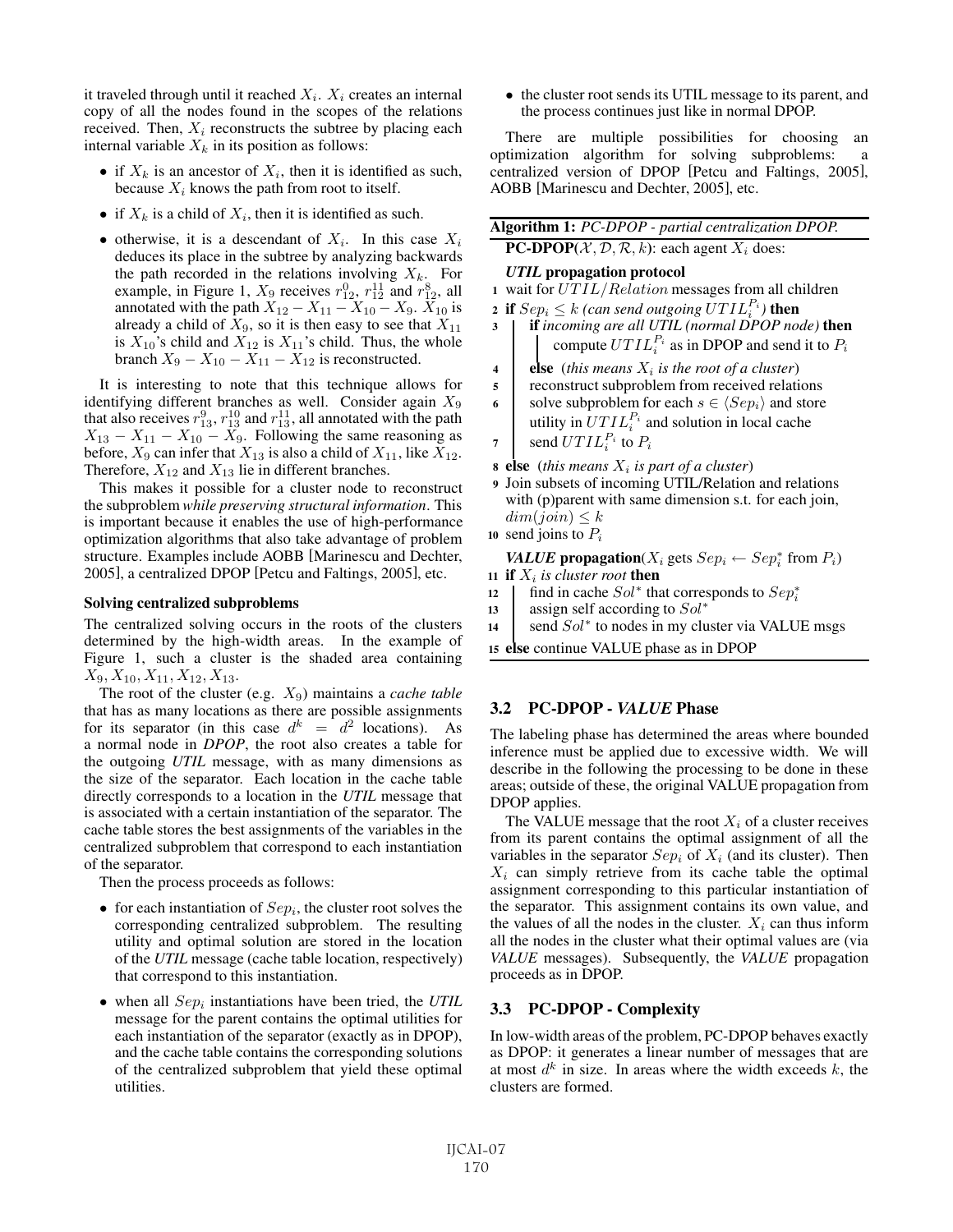it traveled through until it reached $X_i$. $X_i$ creates an internal copy of all the nodes found in the scopes of the relations received. Then, $X_i$ reconstructs the subtree by placing each internal variable $X_k$ in its position as follows:

- if $X_k$ is an ancestor of $X_i$, then it is identified as such, because $X_i$ knows the path from root to itself.
- if $X_k$ is a child of $X_i$, then it is identified as such.
- otherwise, it is a descendant of $X_i$. In this case $X_i$ deduces its place in the subtree by analyzing backwards the path recorded in the relations involving $X_k$. For example, in Figure 1, $X_9$ receives $r^0_{12}$, $r^{11}_{12}$ and $r^8_{12}$, all annotated with the path $X_{12} - X_{11} - X_{10} - X_9$. $X_{10}$ is already a child of $X_9$, so it is then easy to see that $X_{11}$ is $X_{10}$'s child and $X_{12}$ is $X_{11}$'s child. Thus, the whole branch $X_9 - X_{10} - X_{11} - X_{12}$ is reconstructed.

It is interesting to note that this technique allows for identifying different branches as well. Consider again $X_9$ that also receives $r^9_{13}$, $r^{10}_{13}$ and $r^{11}_{13}$, all annotated with the path $X_{13} - X_{11} - X_{10} - X_9$. Following the same reasoning as before, $X_9$ can infer that $X_{13}$ is also a child of $X_{11}$, like $X_{12}$. Therefore, $X_{12}$ and $X_{13}$ lie in different branches.

This makes it possible for a cluster node to reconstruct the subproblem *while preserving structural information*. This is important because it enables the use of high-performance optimization algorithms that also take advantage of problem structure. Examples include AOBB [Marinescu and Dechter, 2005], a centralized DPOP [Petcu and Faltings, 2005], etc.

#### Solving centralized subproblems

The centralized solving occurs in the roots of the clusters determined by the high-width areas. In the example of Figure 1, such a cluster is the shaded area containing $X_9, X_{10}, X_{11}, X_{12}, X_{13}$.

The root of the cluster (e.g. $X_9$) maintains a *cache table* that has as many locations as there are possible assignments for its separator (in this case $d^k = d^2$ locations). As a normal node in *DPOP*, the root also creates a table for the outgoing *UTIL* message, with as many dimensions as the size of the separator. Each location in the cache table directly corresponds to a location in the *UTIL* message that is associated with a certain instantiation of the separator. The cache table stores the best assignments of the variables in the centralized subproblem that correspond to each instantiation of the separator.

Then the process proceeds as follows:

- for each instantiation of $Sep_i$, the cluster root solves the corresponding centralized subproblem. The resulting utility and optimal solution are stored in the location of the *UTIL* message (cache table location, respectively) that correspond to this instantiation.
- when all $Sep_i$ instantiations have been tried, the *UTIL* message for the parent contains the optimal utilities for each instantiation of the separator (exactly as in DPOP), and the cache table contains the corresponding solutions of the centralized subproblem that yield these optimal utilities.
- the cluster root sends its UTIL message to its parent, and the process continues just like in normal DPOP.

There are multiple possibilities for choosing an optimization algorithm for solving subproblems: a centralized version of DPOP [Petcu and Faltings, 2005], AOBB [Marinescu and Dechter, 2005], etc.

**Algorithm 1:** *PC-DPOP - partial centralization DPOP.*

**PC-DPOP**($\mathcal{X}, \mathcal{D}, \mathcal{R}, k$): each agent $X_i$ does:

***UTIL* propagation protocol**

1 wait for $UTIL/Relation$ messages from all children
2 **if** $Sep_i \leq k$ *(can send outgoing $UTIL_i^{P_i}$)* **then**
3 &nbsp;&nbsp;&nbsp;&nbsp;**if** *incoming are all UTIL (normal DPOP node)* **then** compute $UTIL_i^{P_i}$ as in DPOP and send it to $P_i$
4 &nbsp;&nbsp;&nbsp;&nbsp;**else** *(this means $X_i$ is the root of a cluster)*
5 &nbsp;&nbsp;&nbsp;&nbsp;reconstruct subproblem from received relations
6 &nbsp;&nbsp;&nbsp;&nbsp;solve subproblem for each $s \in \langle Sep_i \rangle$ and store utility in $UTIL_i^{P_i}$ and solution in local cache
7 &nbsp;&nbsp;&nbsp;&nbsp;send $UTIL_i^{P_i}$ to $P_i$
8 **else** *(this means $X_i$ is part of a cluster)*
9 Join subsets of incoming UTIL/Relation and relations with (p)parent with same dimension s.t. for each join, $dim(join) \leq k$
10 send joins to $P_i$

***VALUE* propagation**($X_i$ gets $Sep_i \leftarrow Sep_i^*$ from $P_i$)

11 **if** $X_i$ *is cluster root* **then**
12 &nbsp;&nbsp;&nbsp;&nbsp;find in cache $Sol^*$ that corresponds to $Sep_i^*$
13 &nbsp;&nbsp;&nbsp;&nbsp;assign self according to $Sol^*$
14 &nbsp;&nbsp;&nbsp;&nbsp;send $Sol^*$ to nodes in my cluster via VALUE msgs
15 **else** continue VALUE phase as in DPOP

### 3.2 PC-DPOP - *VALUE* Phase

The labeling phase has determined the areas where bounded inference must be applied due to excessive width. We will describe in the following the processing to be done in these areas; outside of these, the original VALUE propagation from DPOP applies.

The VALUE message that the root $X_i$ of a cluster receives from its parent contains the optimal assignment of all the variables in the separator $Sep_i$ of $X_i$ (and its cluster). Then $X_i$ can simply retrieve from its cache table the optimal assignment corresponding to this particular instantiation of the separator. This assignment contains its own value, and the values of all the nodes in the cluster. $X_i$ can thus inform all the nodes in the cluster what their optimal values are (via *VALUE* messages). Subsequently, the *VALUE* propagation proceeds as in DPOP.

### 3.3 PC-DPOP - Complexity

In low-width areas of the problem, PC-DPOP behaves exactly as DPOP: it generates a linear number of messages that are at most $d^k$ in size. In areas where the width exceeds $k$, the clusters are formed.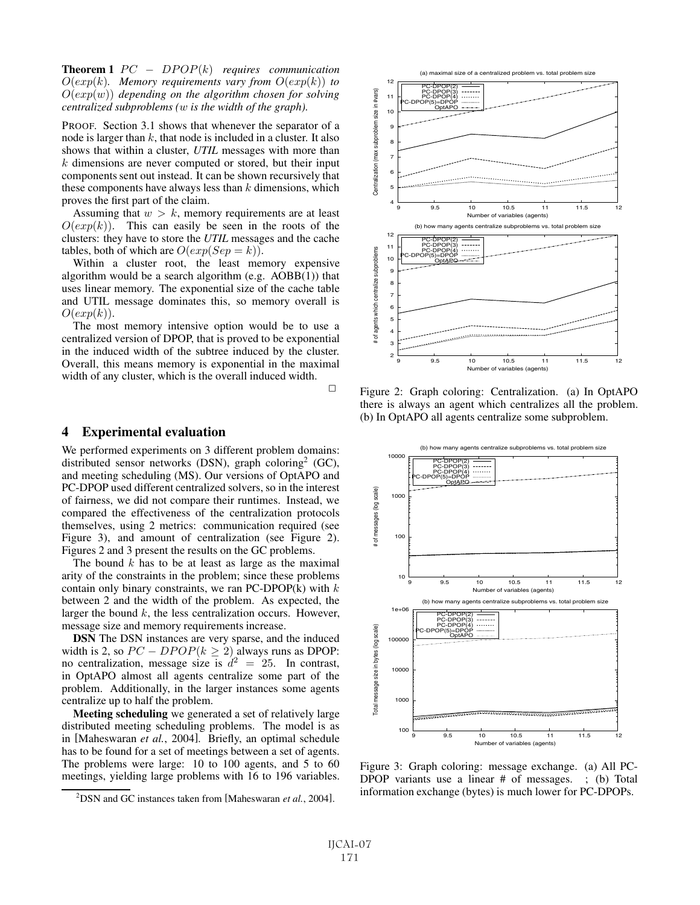**Theorem 1** *$PC - DPOP(k)$ requires communication $O(exp(k)$. Memory requirements vary from $O(exp(k))$ to $O(exp(w))$ depending on the algorithm chosen for solving centralized subproblems ($w$ is the width of the graph).*

PROOF. Section 3.1 shows that whenever the separator of a node is larger than $k$, that node is included in a cluster. It also shows that within a cluster, *UTIL* messages with more than $k$ dimensions are never computed or stored, but their input components sent out instead. It can be shown recursively that these components have always less than $k$ dimensions, which proves the first part of the claim.

Assuming that $w > k$, memory requirements are at least $O(exp(k))$. This can easily be seen in the roots of the clusters: they have to store the *UTIL* messages and the cache tables, both of which are $O(exp(Sep = k))$.

Within a cluster root, the least memory expensive algorithm would be a search algorithm (e.g. AOBB(1)) that uses linear memory. The exponential size of the cache table and UTIL message dominates this, so memory overall is $O(exp(k))$.

The most memory intensive option would be to use a centralized version of DPOP, that is proved to be exponential in the induced width of the subtree induced by the cluster. Overall, this means memory is exponential in the maximal width of any cluster, which is the overall induced width.

□

## 4 Experimental evaluation

We performed experiments on 3 different problem domains: distributed sensor networks (DSN), graph coloring[2] (GC), and meeting scheduling (MS). Our versions of OptAPO and PC-DPOP used different centralized solvers, so in the interest of fairness, we did not compare their runtimes. Instead, we compared the effectiveness of the centralization protocols themselves, using 2 metrics: communication required (see Figure 3), and amount of centralization (see Figure 2). Figures 2 and 3 present the results on the GC problems.

The bound $k$ has to be at least as large as the maximal arity of the constraints in the problem; since these problems contain only binary constraints, we ran PC-DPOP(k) with $k$ between 2 and the width of the problem. As expected, the larger the bound $k$, the less centralization occurs. However, message size and memory requirements increase.

**DSN** The DSN instances are very sparse, and the induced width is 2, so $PC - DPOP(k \geq 2)$ always runs as DPOP: no centralization, message size is $d^2 = 25$. In contrast, in OptAPO almost all agents centralize some part of the problem. Additionally, in the larger instances some agents centralize up to half the problem.

**Meeting scheduling** we generated a set of relatively large distributed meeting scheduling problems. The model is as in [Maheswaran *et al.*, 2004]. Briefly, an optimal schedule has to be found for a set of meetings between a set of agents. The problems were large: 10 to 100 agents, and 5 to 60 meetings, yielding large problems with 16 to 196 variables.

[2]DSN and GC instances taken from [Maheswaran *et al.*, 2004].

Figure 2: Graph coloring: Centralization. (a) In OptAPO there is always an agent which centralizes all the problem. (b) In OptAPO all agents centralize some subproblem.

Figure 3: Graph coloring: message exchange. (a) All PC-DPOP variants use a linear # of messages. ; (b) Total information exchange (bytes) is much lower for PC-DPOPs.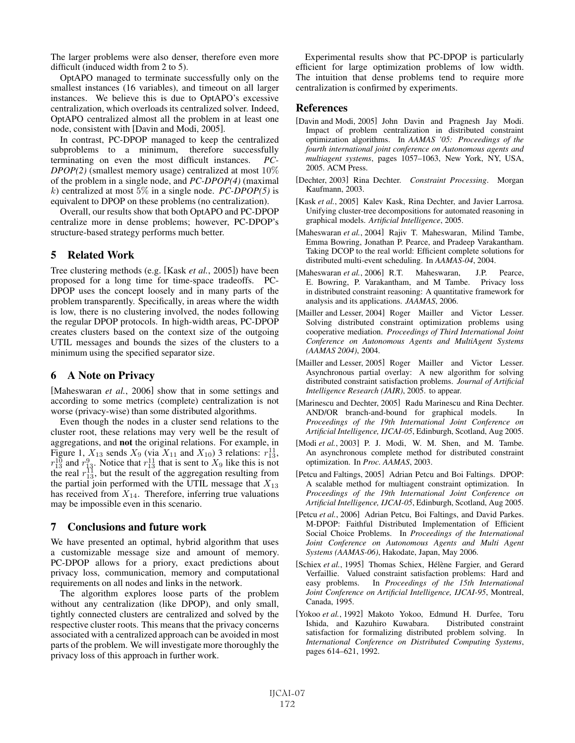The larger problems were also denser, therefore even more difficult (induced width from 2 to 5).

OptAPO managed to terminate successfully only on the smallest instances (16 variables), and timeout on all larger instances. We believe this is due to OptAPO's excessive centralization, which overloads its centralized solver. Indeed, OptAPO centralized almost all the problem in at least one node, consistent with [Davin and Modi, 2005].

In contrast, PC-DPOP managed to keep the centralized subproblems to a minimum, therefore successfully terminating on even the most difficult instances. *PC-DPOP(2)* (smallest memory usage) centralized at most $10\%$ of the problem in a single node, and *PC-DPOP(4)* (maximal $k$) centralized at most $5\%$ in a single node. *PC-DPOP(5)* is equivalent to DPOP on these problems (no centralization).

Overall, our results show that both OptAPO and PC-DPOP centralize more in dense problems; however, PC-DPOP's structure-based strategy performs much better.

## 5 Related Work

Tree clustering methods (e.g. [Kask *et al.*, 2005]) have been proposed for a long time for time-space tradeoffs. PC-DPOP uses the concept loosely and in many parts of the problem transparently. Specifically, in areas where the width is low, there is no clustering involved, the nodes following the regular DPOP protocols. In high-width areas, PC-DPOP creates clusters based on the context size of the outgoing UTIL messages and bounds the sizes of the clusters to a minimum using the specified separator size.

## 6 A Note on Privacy

[Maheswaran *et al.*, 2006] show that in some settings and according to some metrics (complete) centralization is not worse (privacy-wise) than some distributed algorithms.

Even though the nodes in a cluster send relations to the cluster root, these relations may very well be the result of aggregations, and **not** the original relations. For example, in Figure 1, $X_{13}$ sends $X_9$ (via $X_{11}$ and $X_{10}$) 3 relations: $r_{13}^{11}$, $r_{13}^{10}$ and $r_{13}^{9}$. Notice that $r_{13}^{11}$ that is sent to $X_9$ like this is not the real $r_{13}^{11}$, but the result of the aggregation resulting from the partial join performed with the UTIL message that $X_{13}$ has received from $X_{14}$. Therefore, inferring true valuations may be impossible even in this scenario.

## 7 Conclusions and future work

We have presented an optimal, hybrid algorithm that uses a customizable message size and amount of memory. PC-DPOP allows for a priory, exact predictions about privacy loss, communication, memory and computational requirements on all nodes and links in the network.

The algorithm explores loose parts of the problem without any centralization (like DPOP), and only small, tightly connected clusters are centralized and solved by the respective cluster roots. This means that the privacy concerns associated with a centralized approach can be avoided in most parts of the problem. We will investigate more thoroughly the privacy loss of this approach in further work.

Experimental results show that PC-DPOP is particularly efficient for large optimization problems of low width. The intuition that dense problems tend to require more centralization is confirmed by experiments.

## References

[Davin and Modi, 2005] John Davin and Pragnesh Jay Modi. Impact of problem centralization in distributed constraint optimization algorithms. In *AAMAS '05: Proceedings of the fourth international joint conference on Autonomous agents and multiagent systems*, pages 1057–1063, New York, NY, USA, 2005. ACM Press.

[Dechter, 2003] Rina Dechter. *Constraint Processing*. Morgan Kaufmann, 2003.

[Kask *et al.*, 2005] Kalev Kask, Rina Dechter, and Javier Larrosa. Unifying cluster-tree decompositions for automated reasoning in graphical models. *Artificial Intelligence*, 2005.

[Maheswaran *et al.*, 2004] Rajiv T. Maheswaran, Milind Tambe, Emma Bowring, Jonathan P. Pearce, and Pradeep Varakantham. Taking DCOP to the real world: Efficient complete solutions for distributed multi-event scheduling. In *AAMAS-04*, 2004.

[Maheswaran *et al.*, 2006] R.T. Maheswaran, J.P. Pearce, E. Bowring, P. Varakantham, and M Tambe. Privacy loss in distributed constraint reasoning: A quantitative framework for analysis and its applications. *JAAMAS*, 2006.

[Mailler and Lesser, 2004] Roger Mailler and Victor Lesser. Solving distributed constraint optimization problems using cooperative mediation. *Proceedings of Third International Joint Conference on Autonomous Agents and MultiAgent Systems (AAMAS 2004)*, 2004.

[Mailler and Lesser, 2005] Roger Mailler and Victor Lesser. Asynchronous partial overlay: A new algorithm for solving distributed constraint satisfaction problems. *Journal of Artificial Intelligence Research (JAIR)*, 2005. to appear.

[Marinescu and Dechter, 2005] Radu Marinescu and Rina Dechter. AND/OR branch-and-bound for graphical models. In *Proceedings of the 19th International Joint Conference on Artificial Intelligence, IJCAI-05*, Edinburgh, Scotland, Aug 2005.

[Modi *et al.*, 2003] P. J. Modi, W. M. Shen, and M. Tambe. An asynchronous complete method for distributed constraint optimization. In *Proc. AAMAS*, 2003.

[Petcu and Faltings, 2005] Adrian Petcu and Boi Faltings. DPOP: A scalable method for multiagent constraint optimization. In *Proceedings of the 19th International Joint Conference on Artificial Intelligence, IJCAI-05*, Edinburgh, Scotland, Aug 2005.

[Petcu *et al.*, 2006] Adrian Petcu, Boi Faltings, and David Parkes. M-DPOP: Faithful Distributed Implementation of Efficient Social Choice Problems. In *Proceedings of the International Joint Conference on Autonomous Agents and Multi Agent Systems (AAMAS-06)*, Hakodate, Japan, May 2006.

[Schiex *et al.*, 1995] Thomas Schiex, Hélène Fargier, and Gerard Verfaillie. Valued constraint satisfaction problems: Hard and easy problems. In *Proceedings of the 15th International Joint Conference on Artificial Intelligence, IJCAI-95*, Montreal, Canada, 1995.

[Yokoo *et al.*, 1992] Makoto Yokoo, Edmund H. Durfee, Toru Ishida, and Kazuhiro Kuwabara. Distributed constraint satisfaction for formalizing distributed problem solving. In *International Conference on Distributed Computing Systems*, pages 614–621, 1992.